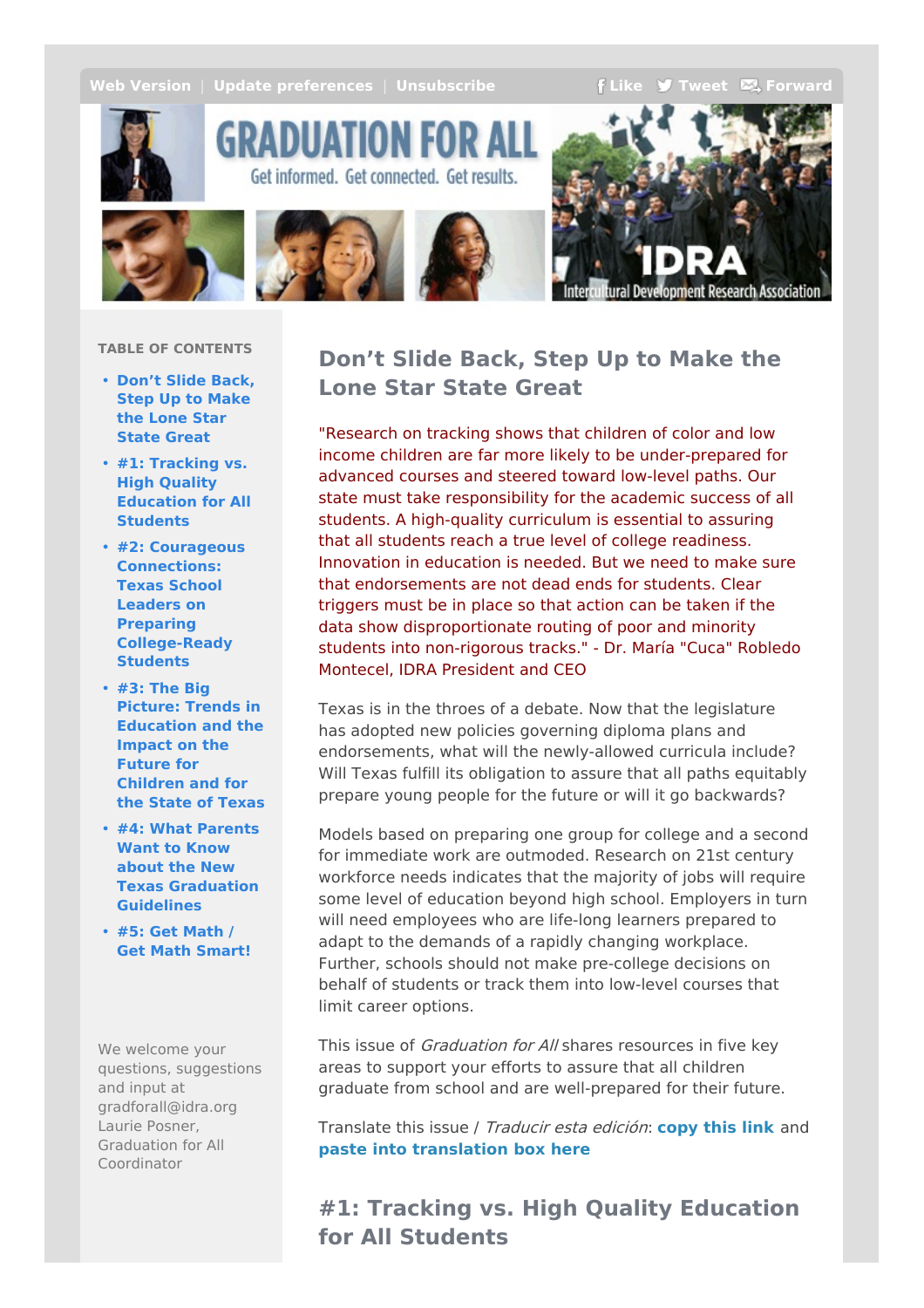Web Version | Update preferences | Unsubscribe     Like  Tweet  Forward

# GRADUATION FOR ALL

Get informed. Get connected. Get results.

IDRA Intercultural Development Research Association

**TABLE OF CONTENTS**

- **Don't Slide Back, Step Up to Make the Lone Star State Great**
- **#1: Tracking vs. High Quality Education for All Students**
- **#2: Courageous Connections: Texas School Leaders on Preparing College-Ready Students**
- **#3: The Big Picture: Trends in Education and the Impact on the Future for Children and for the State of Texas**
- **#4: What Parents Want to Know about the New Texas Graduation Guidelines**
- **#5: Get Math / Get Math Smart!**

We welcome your questions, suggestions and input at gradforall@idra.org
Laurie Posner, Graduation for All Coordinator

## Don't Slide Back, Step Up to Make the Lone Star State Great

"Research on tracking shows that children of color and low income children are far more likely to be under-prepared for advanced courses and steered toward low-level paths. Our state must take responsibility for the academic success of all students. A high-quality curriculum is essential to assuring that all students reach a true level of college readiness. Innovation in education is needed. But we need to make sure that endorsements are not dead ends for students. Clear triggers must be in place so that action can be taken if the data show disproportionate routing of poor and minority students into non-rigorous tracks." - Dr. María "Cuca" Robledo Montecel, IDRA President and CEO

Texas is in the throes of a debate. Now that the legislature has adopted new policies governing diploma plans and endorsements, what will the newly-allowed curricula include? Will Texas fulfill its obligation to assure that all paths equitably prepare young people for the future or will it go backwards?

Models based on preparing one group for college and a second for immediate work are outmoded. Research on 21st century workforce needs indicates that the majority of jobs will require some level of education beyond high school. Employers in turn will need employees who are life-long learners prepared to adapt to the demands of a rapidly changing workplace. Further, schools should not make pre-college decisions on behalf of students or track them into low-level courses that limit career options.

This issue of *Graduation for All* shares resources in five key areas to support your efforts to assure that all children graduate from school and are well-prepared for their future.

Translate this issue / *Traducir esta edición*: **copy this link** and **paste into translation box here**

## #1: Tracking vs. High Quality Education for All Students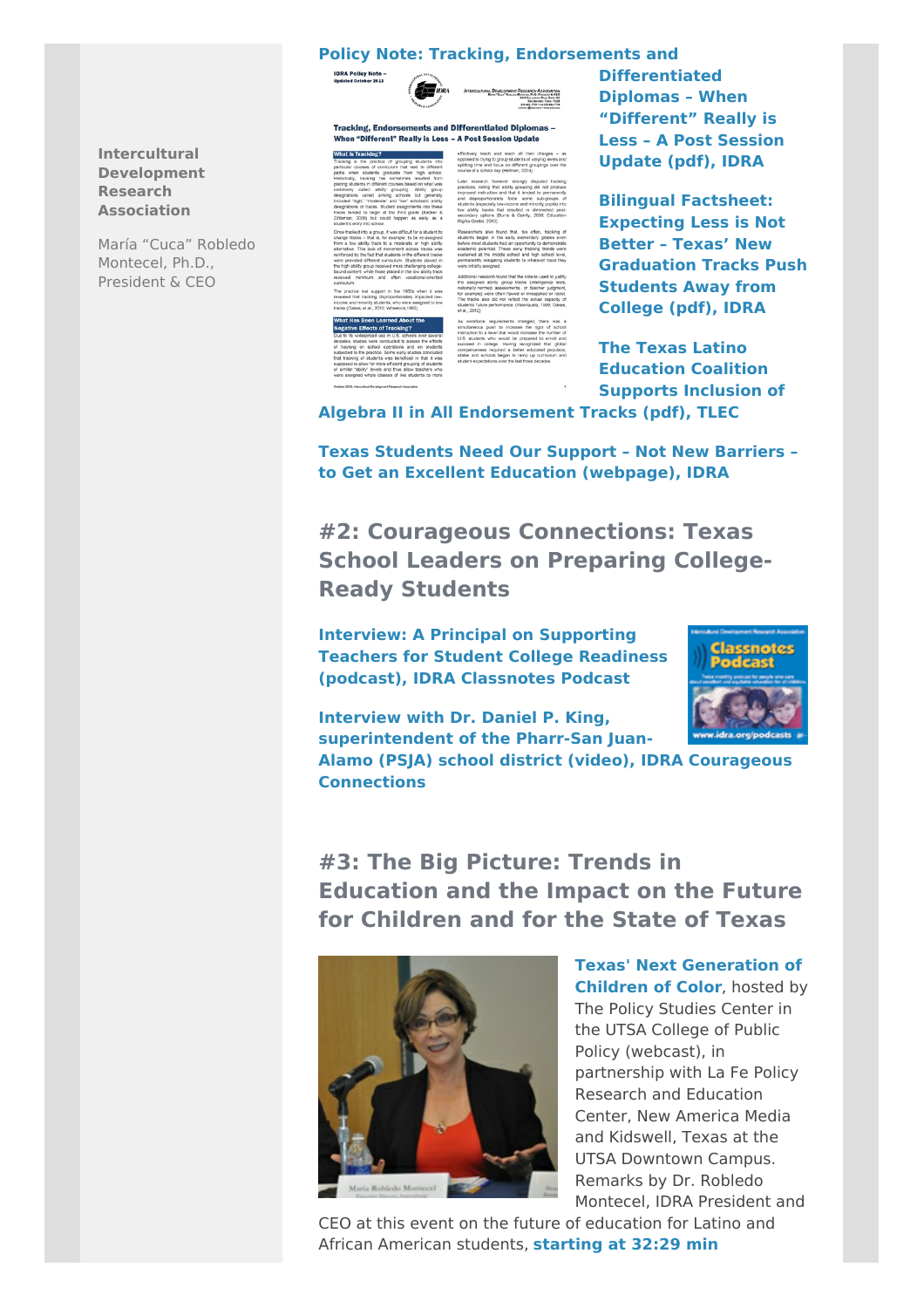**Intercultural Development Research Association**

María "Cuca" Robledo Montecel, Ph.D., President & CEO

**Policy Note: Tracking, Endorsements and Differentiated Diplomas – When "Different" Really is Less – A Post Session Update (pdf), IDRA**

**Bilingual Factsheet: Expecting Less is Not Better – Texas' New Graduation Tracks Push Students Away from College (pdf), IDRA**

**The Texas Latino Education Coalition Supports Inclusion of Algebra II in All Endorsement Tracks (pdf), TLEC**

**Texas Students Need Our Support – Not New Barriers – to Get an Excellent Education (webpage), IDRA**

## #2: Courageous Connections: Texas School Leaders on Preparing College-Ready Students

**Interview: A Principal on Supporting Teachers for Student College Readiness (podcast), IDRA Classnotes Podcast**

**Interview with Dr. Daniel P. King, superintendent of the Pharr-San Juan-Alamo (PSJA) school district (video), IDRA Courageous Connections**

## #3: The Big Picture: Trends in Education and the Impact on the Future for Children and for the State of Texas

**Texas' Next Generation of Children of Color**, hosted by The Policy Studies Center in the UTSA College of Public Policy (webcast), in partnership with La Fe Policy Research and Education Center, New America Media and Kidswell, Texas at the UTSA Downtown Campus. Remarks by Dr. Robledo Montecel, IDRA President and CEO at this event on the future of education for Latino and African American students, **starting at 32:29 min**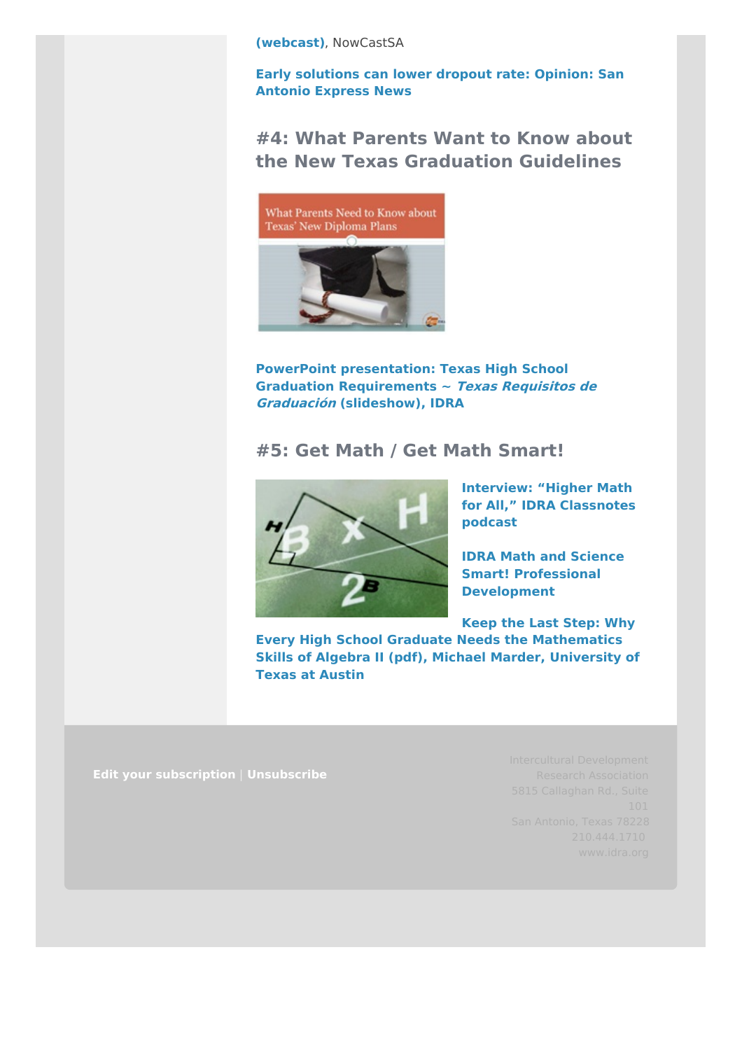**(webcast)**, NowCastSA

**Early solutions can lower dropout rate: Opinion: San Antonio Express News**

## #4: What Parents Want to Know about the New Texas Graduation Guidelines

**PowerPoint presentation: Texas High School Graduation Requirements ~ *Texas Requisitos de Graduación* (slideshow), IDRA**

## #5: Get Math / Get Math Smart!

**Interview: "Higher Math for All," IDRA Classnotes podcast**

**IDRA Math and Science Smart! Professional Development**

**Keep the Last Step: Why Every High School Graduate Needs the Mathematics Skills of Algebra II (pdf), Michael Marder, University of Texas at Austin**

**Edit your subscription** | **Unsubscribe**

Intercultural Development Research Association
5815 Callaghan Rd., Suite 101
San Antonio, Texas 78228
210.444.1710
www.idra.org